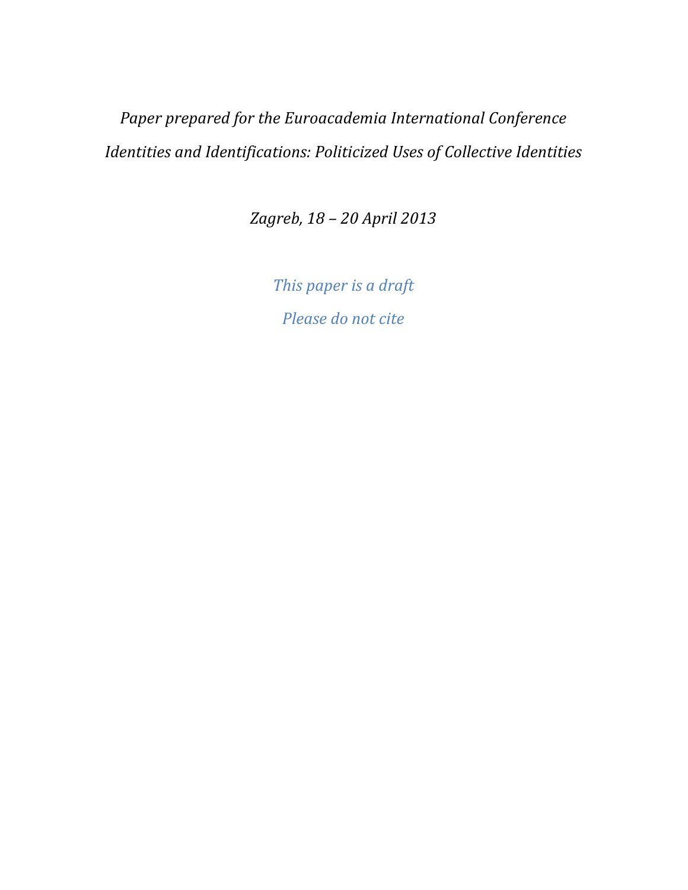*Paper prepared for the Euroacademia International Conference*

*Identities and Identifications: Politicized Uses of Collective Identities*

*Zagreb, 18 – 20 April 2013*

*This paper is a draft*

*Please do not cite*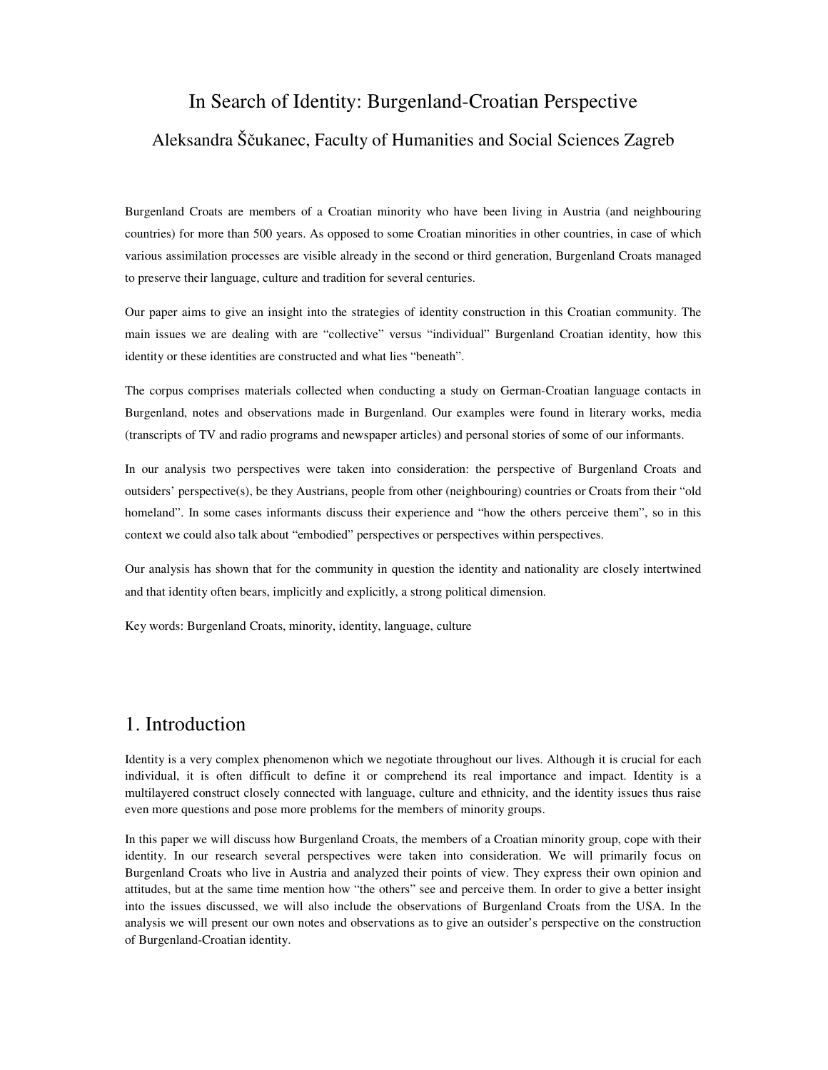# In Search of Identity: Burgenland-Croatian Perspective

Aleksandra Ščukanec, Faculty of Humanities and Social Sciences Zagreb

Burgenland Croats are members of a Croatian minority who have been living in Austria (and neighbouring countries) for more than 500 years. As opposed to some Croatian minorities in other countries, in case of which various assimilation processes are visible already in the second or third generation, Burgenland Croats managed to preserve their language, culture and tradition for several centuries.

Our paper aims to give an insight into the strategies of identity construction in this Croatian community. The main issues we are dealing with are "collective" versus "individual" Burgenland Croatian identity, how this identity or these identities are constructed and what lies "beneath".

The corpus comprises materials collected when conducting a study on German-Croatian language contacts in Burgenland, notes and observations made in Burgenland. Our examples were found in literary works, media (transcripts of TV and radio programs and newspaper articles) and personal stories of some of our informants.

In our analysis two perspectives were taken into consideration: the perspective of Burgenland Croats and outsiders' perspective(s), be they Austrians, people from other (neighbouring) countries or Croats from their "old homeland". In some cases informants discuss their experience and "how the others perceive them", so in this context we could also talk about "embodied" perspectives or perspectives within perspectives.

Our analysis has shown that for the community in question the identity and nationality are closely intertwined and that identity often bears, implicitly and explicitly, a strong political dimension.

Key words: Burgenland Croats, minority, identity, language, culture

## 1. Introduction

Identity is a very complex phenomenon which we negotiate throughout our lives. Although it is crucial for each individual, it is often difficult to define it or comprehend its real importance and impact. Identity is a multilayered construct closely connected with language, culture and ethnicity, and the identity issues thus raise even more questions and pose more problems for the members of minority groups.

In this paper we will discuss how Burgenland Croats, the members of a Croatian minority group, cope with their identity. In our research several perspectives were taken into consideration. We will primarily focus on Burgenland Croats who live in Austria and analyzed their points of view. They express their own opinion and attitudes, but at the same time mention how "the others" see and perceive them. In order to give a better insight into the issues discussed, we will also include the observations of Burgenland Croats from the USA. In the analysis we will present our own notes and observations as to give an outsider's perspective on the construction of Burgenland-Croatian identity.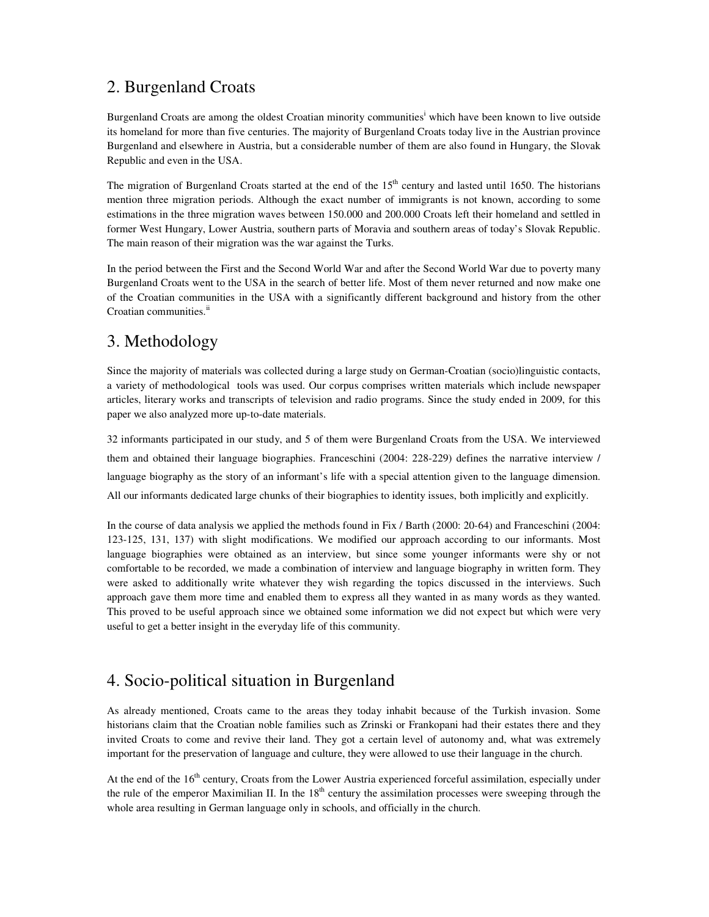## 2. Burgenland Croats

Burgenland Croats are among the oldest Croatian minority communities[i] which have been known to live outside its homeland for more than five centuries. The majority of Burgenland Croats today live in the Austrian province Burgenland and elsewhere in Austria, but a considerable number of them are also found in Hungary, the Slovak Republic and even in the USA.

The migration of Burgenland Croats started at the end of the 15th century and lasted until 1650. The historians mention three migration periods. Although the exact number of immigrants is not known, according to some estimations in the three migration waves between 150.000 and 200.000 Croats left their homeland and settled in former West Hungary, Lower Austria, southern parts of Moravia and southern areas of today's Slovak Republic. The main reason of their migration was the war against the Turks.

In the period between the First and the Second World War and after the Second World War due to poverty many Burgenland Croats went to the USA in the search of better life. Most of them never returned and now make one of the Croatian communities in the USA with a significantly different background and history from the other Croatian communities.[ii]

## 3. Methodology

Since the majority of materials was collected during a large study on German-Croatian (socio)linguistic contacts, a variety of methodological tools was used. Our corpus comprises written materials which include newspaper articles, literary works and transcripts of television and radio programs. Since the study ended in 2009, for this paper we also analyzed more up-to-date materials.

32 informants participated in our study, and 5 of them were Burgenland Croats from the USA. We interviewed them and obtained their language biographies. Franceschini (2004: 228-229) defines the narrative interview / language biography as the story of an informant's life with a special attention given to the language dimension. All our informants dedicated large chunks of their biographies to identity issues, both implicitly and explicitly.

In the course of data analysis we applied the methods found in Fix / Barth (2000: 20-64) and Franceschini (2004: 123-125, 131, 137) with slight modifications. We modified our approach according to our informants. Most language biographies were obtained as an interview, but since some younger informants were shy or not comfortable to be recorded, we made a combination of interview and language biography in written form. They were asked to additionally write whatever they wish regarding the topics discussed in the interviews. Such approach gave them more time and enabled them to express all they wanted in as many words as they wanted. This proved to be useful approach since we obtained some information we did not expect but which were very useful to get a better insight in the everyday life of this community.

## 4. Socio-political situation in Burgenland

As already mentioned, Croats came to the areas they today inhabit because of the Turkish invasion. Some historians claim that the Croatian noble families such as Zrinski or Frankopani had their estates there and they invited Croats to come and revive their land. They got a certain level of autonomy and, what was extremely important for the preservation of language and culture, they were allowed to use their language in the church.

At the end of the 16th century, Croats from the Lower Austria experienced forceful assimilation, especially under the rule of the emperor Maximilian II. In the 18th century the assimilation processes were sweeping through the whole area resulting in German language only in schools, and officially in the church.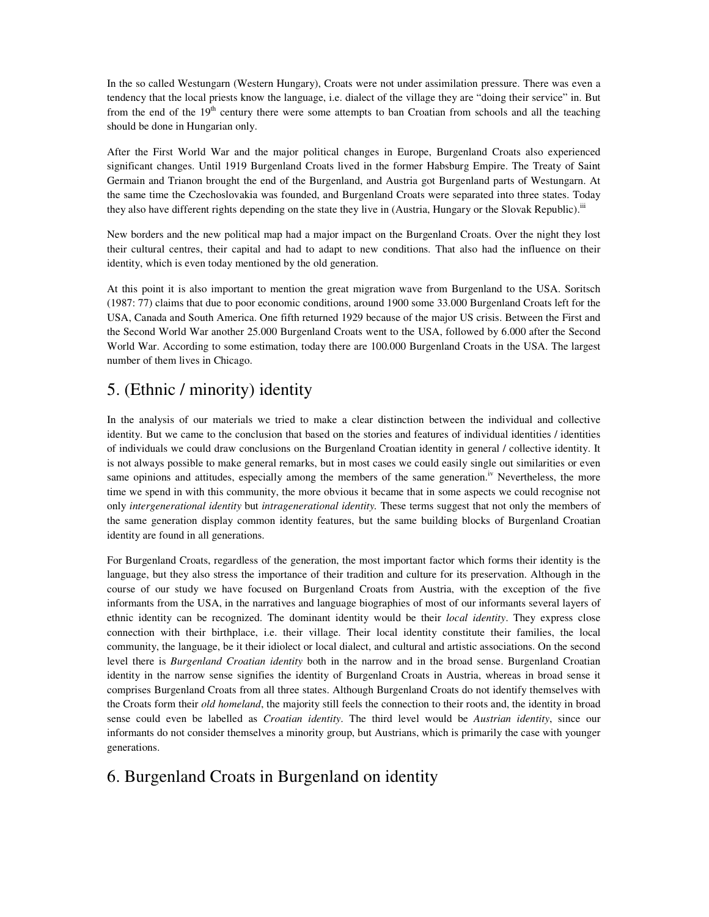In the so called Westungarn (Western Hungary), Croats were not under assimilation pressure. There was even a tendency that the local priests know the language, i.e. dialect of the village they are "doing their service" in. But from the end of the 19th century there were some attempts to ban Croatian from schools and all the teaching should be done in Hungarian only.

After the First World War and the major political changes in Europe, Burgenland Croats also experienced significant changes. Until 1919 Burgenland Croats lived in the former Habsburg Empire. The Treaty of Saint Germain and Trianon brought the end of the Burgenland, and Austria got Burgenland parts of Westungarn. At the same time the Czechoslovakia was founded, and Burgenland Croats were separated into three states. Today they also have different rights depending on the state they live in (Austria, Hungary or the Slovak Republic).[iii]

New borders and the new political map had a major impact on the Burgenland Croats. Over the night they lost their cultural centres, their capital and had to adapt to new conditions. That also had the influence on their identity, which is even today mentioned by the old generation.

At this point it is also important to mention the great migration wave from Burgenland to the USA. Soritsch (1987: 77) claims that due to poor economic conditions, around 1900 some 33.000 Burgenland Croats left for the USA, Canada and South America. One fifth returned 1929 because of the major US crisis. Between the First and the Second World War another 25.000 Burgenland Croats went to the USA, followed by 6.000 after the Second World War. According to some estimation, today there are 100.000 Burgenland Croats in the USA. The largest number of them lives in Chicago.

## 5. (Ethnic / minority) identity

In the analysis of our materials we tried to make a clear distinction between the individual and collective identity. But we came to the conclusion that based on the stories and features of individual identities / identities of individuals we could draw conclusions on the Burgenland Croatian identity in general / collective identity. It is not always possible to make general remarks, but in most cases we could easily single out similarities or even same opinions and attitudes, especially among the members of the same generation.[iv] Nevertheless, the more time we spend in with this community, the more obvious it became that in some aspects we could recognise not only *intergenerational identity* but *intragenerational identity.* These terms suggest that not only the members of the same generation display common identity features, but the same building blocks of Burgenland Croatian identity are found in all generations.

For Burgenland Croats, regardless of the generation, the most important factor which forms their identity is the language, but they also stress the importance of their tradition and culture for its preservation. Although in the course of our study we have focused on Burgenland Croats from Austria, with the exception of the five informants from the USA, in the narratives and language biographies of most of our informants several layers of ethnic identity can be recognized. The dominant identity would be their *local identity*. They express close connection with their birthplace, i.e. their village. Their local identity constitute their families, the local community, the language, be it their idiolect or local dialect, and cultural and artistic associations. On the second level there is *Burgenland Croatian identity* both in the narrow and in the broad sense. Burgenland Croatian identity in the narrow sense signifies the identity of Burgenland Croats in Austria, whereas in broad sense it comprises Burgenland Croats from all three states. Although Burgenland Croats do not identify themselves with the Croats form their *old homeland*, the majority still feels the connection to their roots and, the identity in broad sense could even be labelled as *Croatian identity*. The third level would be *Austrian identity*, since our informants do not consider themselves a minority group, but Austrians, which is primarily the case with younger generations.

## 6. Burgenland Croats in Burgenland on identity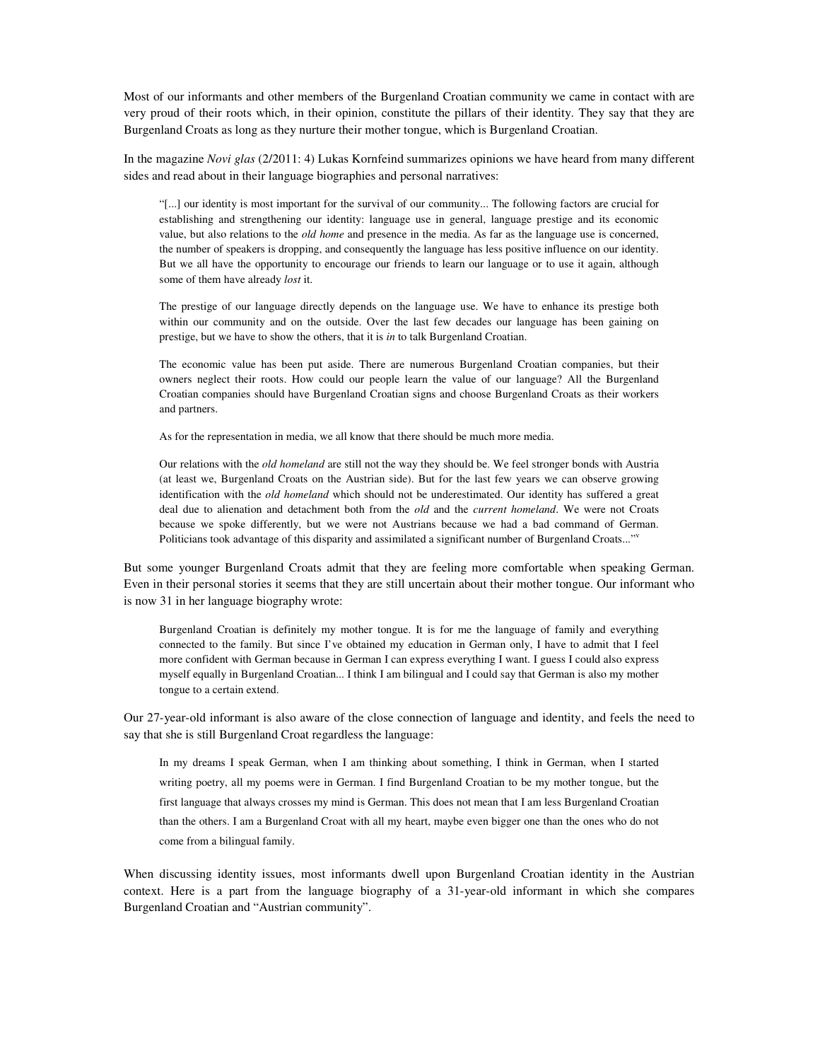Most of our informants and other members of the Burgenland Croatian community we came in contact with are very proud of their roots which, in their opinion, constitute the pillars of their identity. They say that they are Burgenland Croats as long as they nurture their mother tongue, which is Burgenland Croatian.

In the magazine *Novi glas* (2/2011: 4) Lukas Kornfeind summarizes opinions we have heard from many different sides and read about in their language biographies and personal narratives:

> "[...] our identity is most important for the survival of our community... The following factors are crucial for establishing and strengthening our identity: language use in general, language prestige and its economic value, but also relations to the *old home* and presence in the media. As far as the language use is concerned, the number of speakers is dropping, and consequently the language has less positive influence on our identity. But we all have the opportunity to encourage our friends to learn our language or to use it again, although some of them have already *lost* it.
>
> The prestige of our language directly depends on the language use. We have to enhance its prestige both within our community and on the outside. Over the last few decades our language has been gaining on prestige, but we have to show the others, that it is *in* to talk Burgenland Croatian.
>
> The economic value has been put aside. There are numerous Burgenland Croatian companies, but their owners neglect their roots. How could our people learn the value of our language? All the Burgenland Croatian companies should have Burgenland Croatian signs and choose Burgenland Croats as their workers and partners.
>
> As for the representation in media, we all know that there should be much more media.
>
> Our relations with the *old homeland* are still not the way they should be. We feel stronger bonds with Austria (at least we, Burgenland Croats on the Austrian side). But for the last few years we can observe growing identification with the *old homeland* which should not be underestimated. Our identity has suffered a great deal due to alienation and detachment both from the *old* and the *current homeland*. We were not Croats because we spoke differently, but we were not Austrians because we had a bad command of German. Politicians took advantage of this disparity and assimilated a significant number of Burgenland Croats..."[v]

But some younger Burgenland Croats admit that they are feeling more comfortable when speaking German. Even in their personal stories it seems that they are still uncertain about their mother tongue. Our informant who is now 31 in her language biography wrote:

> Burgenland Croatian is definitely my mother tongue. It is for me the language of family and everything connected to the family. But since I've obtained my education in German only, I have to admit that I feel more confident with German because in German I can express everything I want. I guess I could also express myself equally in Burgenland Croatian... I think I am bilingual and I could say that German is also my mother tongue to a certain extend.

Our 27-year-old informant is also aware of the close connection of language and identity, and feels the need to say that she is still Burgenland Croat regardless the language:

> In my dreams I speak German, when I am thinking about something, I think in German, when I started writing poetry, all my poems were in German. I find Burgenland Croatian to be my mother tongue, but the first language that always crosses my mind is German. This does not mean that I am less Burgenland Croatian than the others. I am a Burgenland Croat with all my heart, maybe even bigger one than the ones who do not come from a bilingual family.

When discussing identity issues, most informants dwell upon Burgenland Croatian identity in the Austrian context. Here is a part from the language biography of a 31-year-old informant in which she compares Burgenland Croatian and "Austrian community".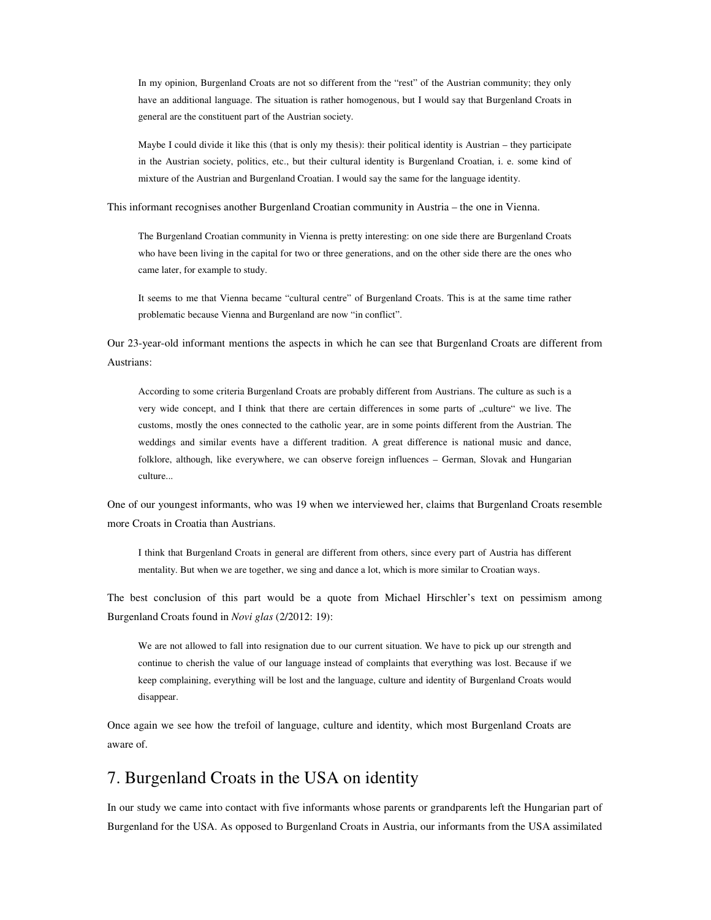> In my opinion, Burgenland Croats are not so different from the “rest” of the Austrian community; they only have an additional language. The situation is rather homogenous, but I would say that Burgenland Croats in general are the constituent part of the Austrian society.
>
> Maybe I could divide it like this (that is only my thesis): their political identity is Austrian – they participate in the Austrian society, politics, etc., but their cultural identity is Burgenland Croatian, i. e. some kind of mixture of the Austrian and Burgenland Croatian. I would say the same for the language identity.

This informant recognises another Burgenland Croatian community in Austria – the one in Vienna.

> The Burgenland Croatian community in Vienna is pretty interesting: on one side there are Burgenland Croats who have been living in the capital for two or three generations, and on the other side there are the ones who came later, for example to study.
>
> It seems to me that Vienna became “cultural centre” of Burgenland Croats. This is at the same time rather problematic because Vienna and Burgenland are now “in conflict”.

Our 23-year-old informant mentions the aspects in which he can see that Burgenland Croats are different from Austrians:

> According to some criteria Burgenland Croats are probably different from Austrians. The culture as such is a very wide concept, and I think that there are certain differences in some parts of „culture“ we live. The customs, mostly the ones connected to the catholic year, are in some points different from the Austrian. The weddings and similar events have a different tradition. A great difference is national music and dance, folklore, although, like everywhere, we can observe foreign influences – German, Slovak and Hungarian culture...

One of our youngest informants, who was 19 when we interviewed her, claims that Burgenland Croats resemble more Croats in Croatia than Austrians.

> I think that Burgenland Croats in general are different from others, since every part of Austria has different mentality. But when we are together, we sing and dance a lot, which is more similar to Croatian ways.

The best conclusion of this part would be a quote from Michael Hirschler’s text on pessimism among Burgenland Croats found in *Novi glas* (2/2012: 19):

> We are not allowed to fall into resignation due to our current situation. We have to pick up our strength and continue to cherish the value of our language instead of complaints that everything was lost. Because if we keep complaining, everything will be lost and the language, culture and identity of Burgenland Croats would disappear.

Once again we see how the trefoil of language, culture and identity, which most Burgenland Croats are aware of.

## 7. Burgenland Croats in the USA on identity

In our study we came into contact with five informants whose parents or grandparents left the Hungarian part of Burgenland for the USA. As opposed to Burgenland Croats in Austria, our informants from the USA assimilated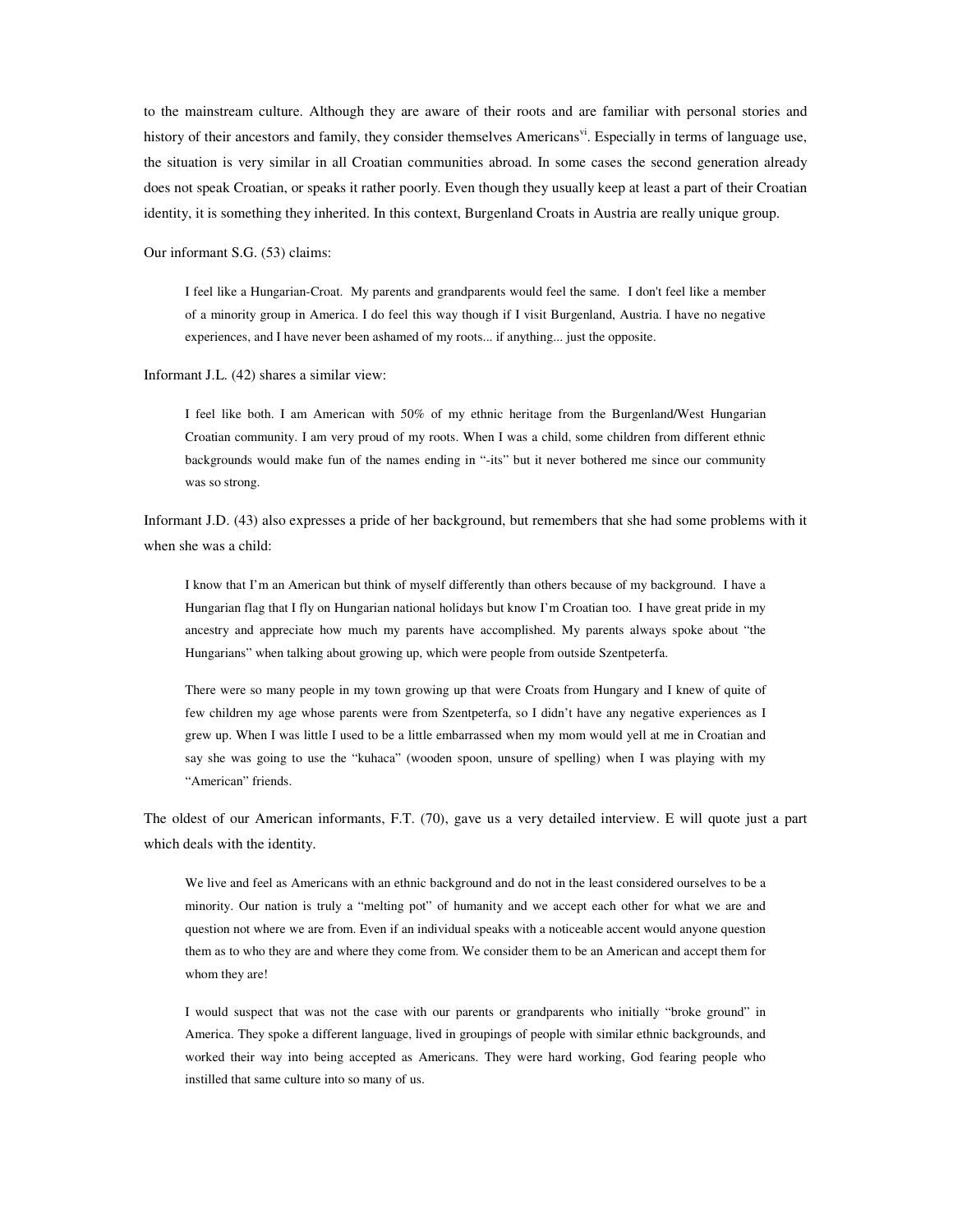to the mainstream culture. Although they are aware of their roots and are familiar with personal stories and history of their ancestors and family, they consider themselves Americans[vi]. Especially in terms of language use, the situation is very similar in all Croatian communities abroad. In some cases the second generation already does not speak Croatian, or speaks it rather poorly. Even though they usually keep at least a part of their Croatian identity, it is something they inherited. In this context, Burgenland Croats in Austria are really unique group.

Our informant S.G. (53) claims:

> I feel like a Hungarian-Croat. My parents and grandparents would feel the same. I don't feel like a member of a minority group in America. I do feel this way though if I visit Burgenland, Austria. I have no negative experiences, and I have never been ashamed of my roots... if anything... just the opposite.

Informant J.L. (42) shares a similar view:

> I feel like both. I am American with 50% of my ethnic heritage from the Burgenland/West Hungarian Croatian community. I am very proud of my roots. When I was a child, some children from different ethnic backgrounds would make fun of the names ending in "-its" but it never bothered me since our community was so strong.

Informant J.D. (43) also expresses a pride of her background, but remembers that she had some problems with it when she was a child:

> I know that I'm an American but think of myself differently than others because of my background. I have a Hungarian flag that I fly on Hungarian national holidays but know I'm Croatian too. I have great pride in my ancestry and appreciate how much my parents have accomplished. My parents always spoke about "the Hungarians" when talking about growing up, which were people from outside Szentpeterfa.
>
> There were so many people in my town growing up that were Croats from Hungary and I knew of quite of few children my age whose parents were from Szentpeterfa, so I didn't have any negative experiences as I grew up. When I was little I used to be a little embarrassed when my mom would yell at me in Croatian and say she was going to use the "kuhaca" (wooden spoon, unsure of spelling) when I was playing with my "American" friends.

The oldest of our American informants, F.T. (70), gave us a very detailed interview. E will quote just a part which deals with the identity.

> We live and feel as Americans with an ethnic background and do not in the least considered ourselves to be a minority. Our nation is truly a "melting pot" of humanity and we accept each other for what we are and question not where we are from. Even if an individual speaks with a noticeable accent would anyone question them as to who they are and where they come from. We consider them to be an American and accept them for whom they are!
>
> I would suspect that was not the case with our parents or grandparents who initially "broke ground" in America. They spoke a different language, lived in groupings of people with similar ethnic backgrounds, and worked their way into being accepted as Americans. They were hard working, God fearing people who instilled that same culture into so many of us.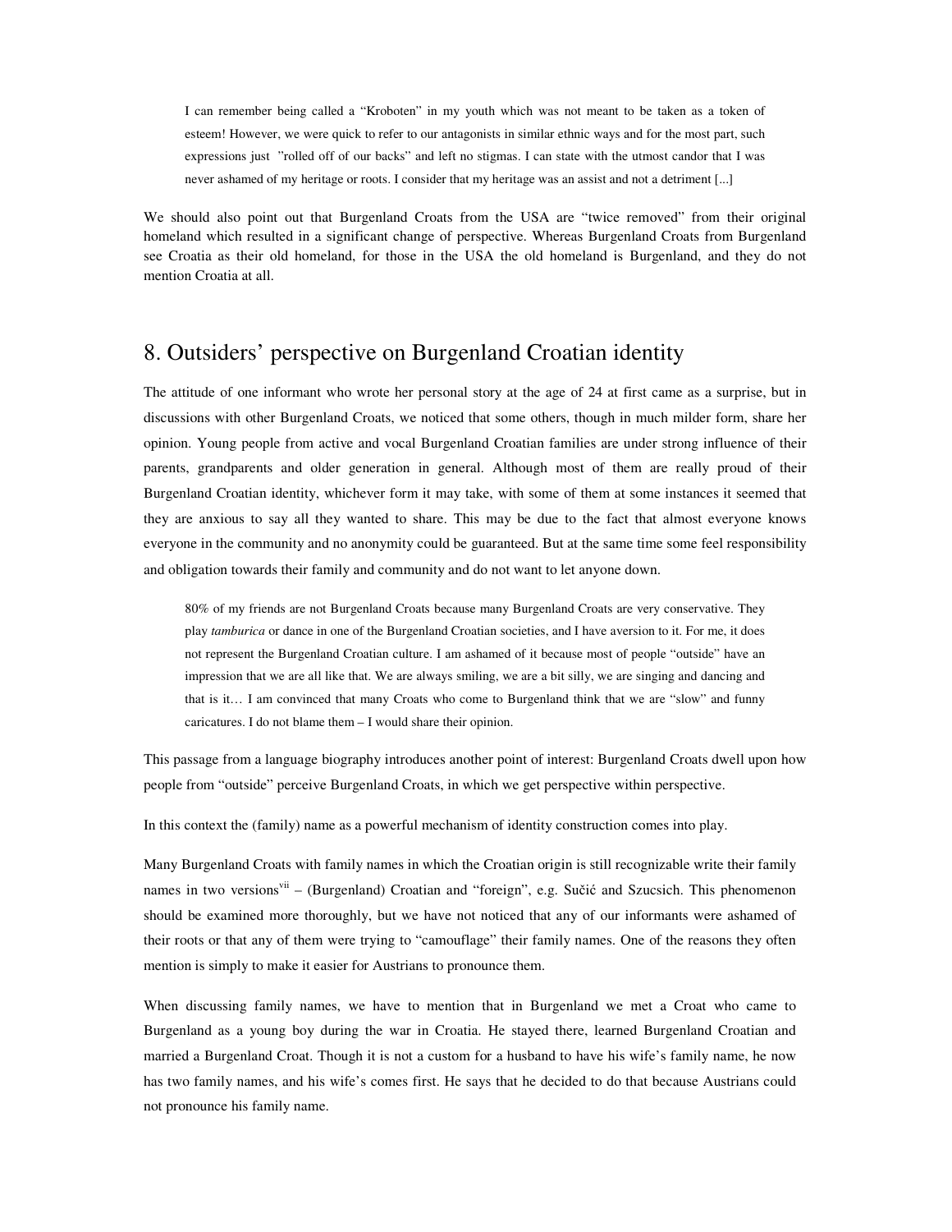> I can remember being called a "Kroboten" in my youth which was not meant to be taken as a token of esteem! However, we were quick to refer to our antagonists in similar ethnic ways and for the most part, such expressions just "rolled off of our backs" and left no stigmas. I can state with the utmost candor that I was never ashamed of my heritage or roots. I consider that my heritage was an assist and not a detriment [...]

We should also point out that Burgenland Croats from the USA are "twice removed" from their original homeland which resulted in a significant change of perspective. Whereas Burgenland Croats from Burgenland see Croatia as their old homeland, for those in the USA the old homeland is Burgenland, and they do not mention Croatia at all.

## 8. Outsiders' perspective on Burgenland Croatian identity

The attitude of one informant who wrote her personal story at the age of 24 at first came as a surprise, but in discussions with other Burgenland Croats, we noticed that some others, though in much milder form, share her opinion. Young people from active and vocal Burgenland Croatian families are under strong influence of their parents, grandparents and older generation in general. Although most of them are really proud of their Burgenland Croatian identity, whichever form it may take, with some of them at some instances it seemed that they are anxious to say all they wanted to share. This may be due to the fact that almost everyone knows everyone in the community and no anonymity could be guaranteed. But at the same time some feel responsibility and obligation towards their family and community and do not want to let anyone down.

> 80% of my friends are not Burgenland Croats because many Burgenland Croats are very conservative. They play *tamburica* or dance in one of the Burgenland Croatian societies, and I have aversion to it. For me, it does not represent the Burgenland Croatian culture. I am ashamed of it because most of people "outside" have an impression that we are all like that. We are always smiling, we are a bit silly, we are singing and dancing and that is it… I am convinced that many Croats who come to Burgenland think that we are "slow" and funny caricatures. I do not blame them – I would share their opinion.

This passage from a language biography introduces another point of interest: Burgenland Croats dwell upon how people from "outside" perceive Burgenland Croats, in which we get perspective within perspective.

In this context the (family) name as a powerful mechanism of identity construction comes into play.

Many Burgenland Croats with family names in which the Croatian origin is still recognizable write their family names in two versions[vii] – (Burgenland) Croatian and "foreign", e.g. Sučić and Szucsich. This phenomenon should be examined more thoroughly, but we have not noticed that any of our informants were ashamed of their roots or that any of them were trying to "camouflage" their family names. One of the reasons they often mention is simply to make it easier for Austrians to pronounce them.

When discussing family names, we have to mention that in Burgenland we met a Croat who came to Burgenland as a young boy during the war in Croatia. He stayed there, learned Burgenland Croatian and married a Burgenland Croat. Though it is not a custom for a husband to have his wife's family name, he now has two family names, and his wife's comes first. He says that he decided to do that because Austrians could not pronounce his family name.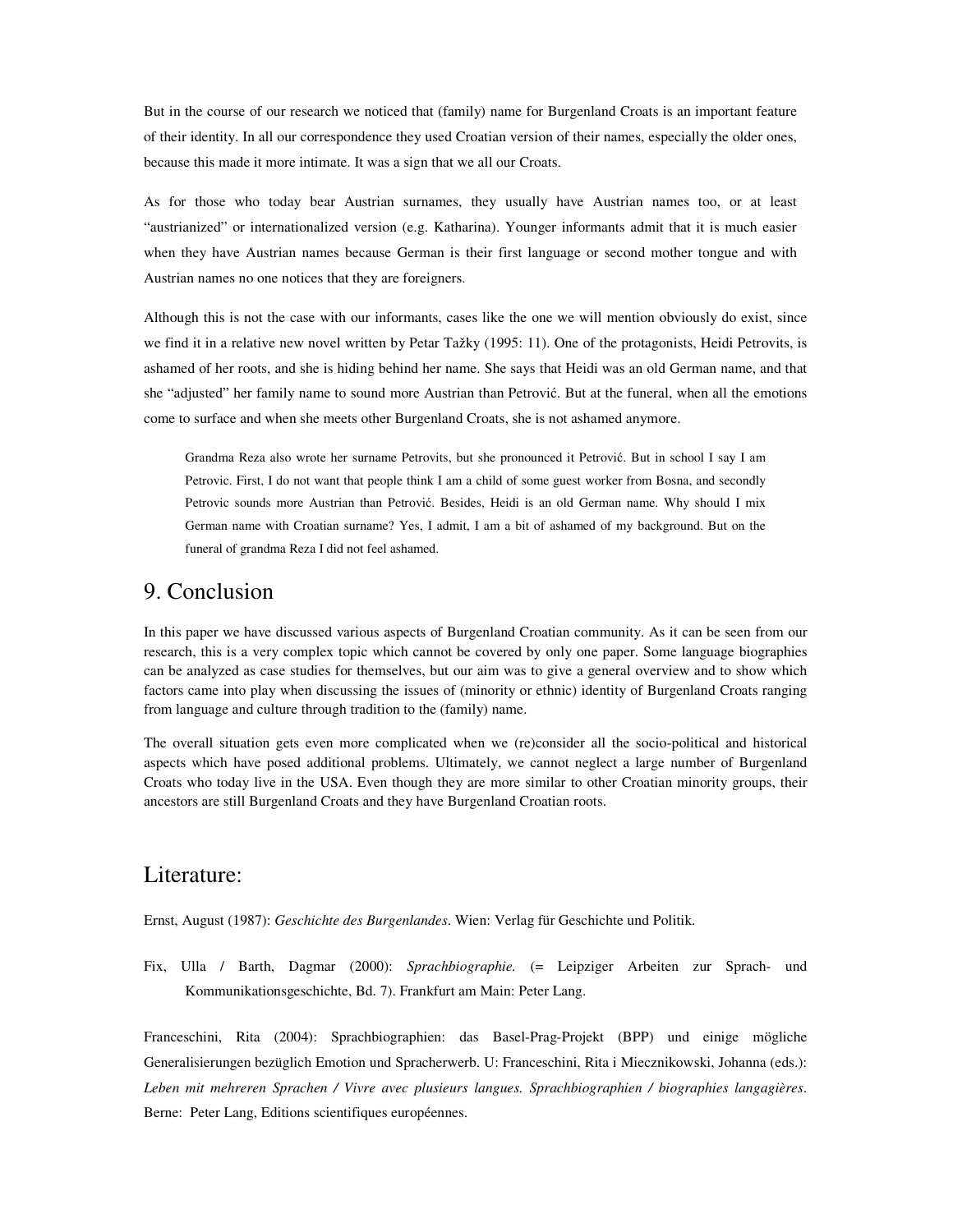But in the course of our research we noticed that (family) name for Burgenland Croats is an important feature of their identity. In all our correspondence they used Croatian version of their names, especially the older ones, because this made it more intimate. It was a sign that we all our Croats.

As for those who today bear Austrian surnames, they usually have Austrian names too, or at least "austrianized" or internationalized version (e.g. Katharina). Younger informants admit that it is much easier when they have Austrian names because German is their first language or second mother tongue and with Austrian names no one notices that they are foreigners.

Although this is not the case with our informants, cases like the one we will mention obviously do exist, since we find it in a relative new novel written by Petar Tažky (1995: 11). One of the protagonists, Heidi Petrovits, is ashamed of her roots, and she is hiding behind her name. She says that Heidi was an old German name, and that she "adjusted" her family name to sound more Austrian than Petrović. But at the funeral, when all the emotions come to surface and when she meets other Burgenland Croats, she is not ashamed anymore.

> Grandma Reza also wrote her surname Petrovits, but she pronounced it Petrović. But in school I say I am Petrovic. First, I do not want that people think I am a child of some guest worker from Bosna, and secondly Petrovic sounds more Austrian than Petrović. Besides, Heidi is an old German name. Why should I mix German name with Croatian surname? Yes, I admit, I am a bit of ashamed of my background. But on the funeral of grandma Reza I did not feel ashamed.

## 9. Conclusion

In this paper we have discussed various aspects of Burgenland Croatian community. As it can be seen from our research, this is a very complex topic which cannot be covered by only one paper. Some language biographies can be analyzed as case studies for themselves, but our aim was to give a general overview and to show which factors came into play when discussing the issues of (minority or ethnic) identity of Burgenland Croats ranging from language and culture through tradition to the (family) name.

The overall situation gets even more complicated when we (re)consider all the socio-political and historical aspects which have posed additional problems. Ultimately, we cannot neglect a large number of Burgenland Croats who today live in the USA. Even though they are more similar to other Croatian minority groups, their ancestors are still Burgenland Croats and they have Burgenland Croatian roots.

## Literature:

Ernst, August (1987): *Geschichte des Burgenlandes*. Wien: Verlag für Geschichte und Politik.

Fix, Ulla / Barth, Dagmar (2000): *Sprachbiographie.* (= Leipziger Arbeiten zur Sprach- und Kommunikationsgeschichte, Bd. 7). Frankfurt am Main: Peter Lang.

Franceschini, Rita (2004): Sprachbiographien: das Basel-Prag-Projekt (BPP) und einige mögliche Generalisierungen bezüglich Emotion und Spracherwerb. U: Franceschini, Rita i Miecznikowski, Johanna (eds.): *Leben mit mehreren Sprachen / Vivre avec plusieurs langues. Sprachbiographien / biographies langagières*. Berne: Peter Lang, Editions scientifiques européennes.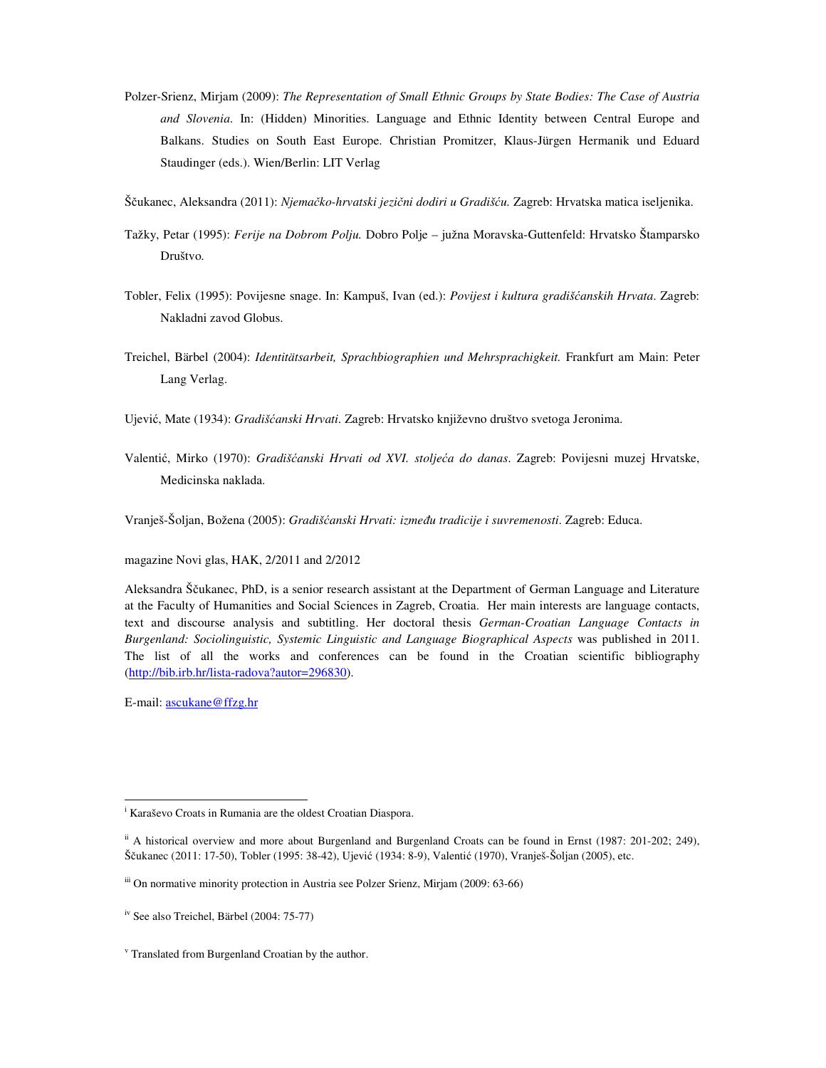Polzer-Srienz, Mirjam (2009): *The Representation of Small Ethnic Groups by State Bodies: The Case of Austria and Slovenia*. In: (Hidden) Minorities. Language and Ethnic Identity between Central Europe and Balkans. Studies on South East Europe. Christian Promitzer, Klaus-Jürgen Hermanik und Eduard Staudinger (eds.). Wien/Berlin: LIT Verlag

Ščukanec, Aleksandra (2011): *Njemačko-hrvatski jezični dodiri u Gradišću.* Zagreb: Hrvatska matica iseljenika.

Tažky, Petar (1995): *Ferije na Dobrom Polju.* Dobro Polje – južna Moravska-Guttenfeld: Hrvatsko Štamparsko Društvo.

Tobler, Felix (1995): Povijesne snage. In: Kampuš, Ivan (ed.): *Povijest i kultura gradišćanskih Hrvata*. Zagreb: Nakladni zavod Globus.

Treichel, Bärbel (2004): *Identitätsarbeit, Sprachbiographien und Mehrsprachigkeit.* Frankfurt am Main: Peter Lang Verlag.

Ujević, Mate (1934): *Gradišćanski Hrvati*. Zagreb: Hrvatsko književno društvo svetoga Jeronima.

Valentić, Mirko (1970): *Gradišćanski Hrvati od XVI. stoljeća do danas*. Zagreb: Povijesni muzej Hrvatske, Medicinska naklada.

Vranješ-Šoljan, Božena (2005): *Gradišćanski Hrvati: između tradicije i suvremenosti*. Zagreb: Educa.

magazine Novi glas, HAK, 2/2011 and 2/2012

Aleksandra Ščukanec, PhD, is a senior research assistant at the Department of German Language and Literature at the Faculty of Humanities and Social Sciences in Zagreb, Croatia. Her main interests are language contacts, text and discourse analysis and subtitling. Her doctoral thesis *German-Croatian Language Contacts in Burgenland: Sociolinguistic, Systemic Linguistic and Language Biographical Aspects* was published in 2011. The list of all the works and conferences can be found in the Croatian scientific bibliography (http://bib.irb.hr/lista-radova?autor=296830).

E-mail: ascukane@ffzg.hr

---

[i] Karaševo Croats in Rumania are the oldest Croatian Diaspora.

[ii] A historical overview and more about Burgenland and Burgenland Croats can be found in Ernst (1987: 201-202; 249), Ščukanec (2011: 17-50), Tobler (1995: 38-42), Ujević (1934: 8-9), Valentić (1970), Vranješ-Šoljan (2005), etc.

[iii] On normative minority protection in Austria see Polzer Srienz, Mirjam (2009: 63-66)

[iv] See also Treichel, Bärbel (2004: 75-77)

[v] Translated from Burgenland Croatian by the author.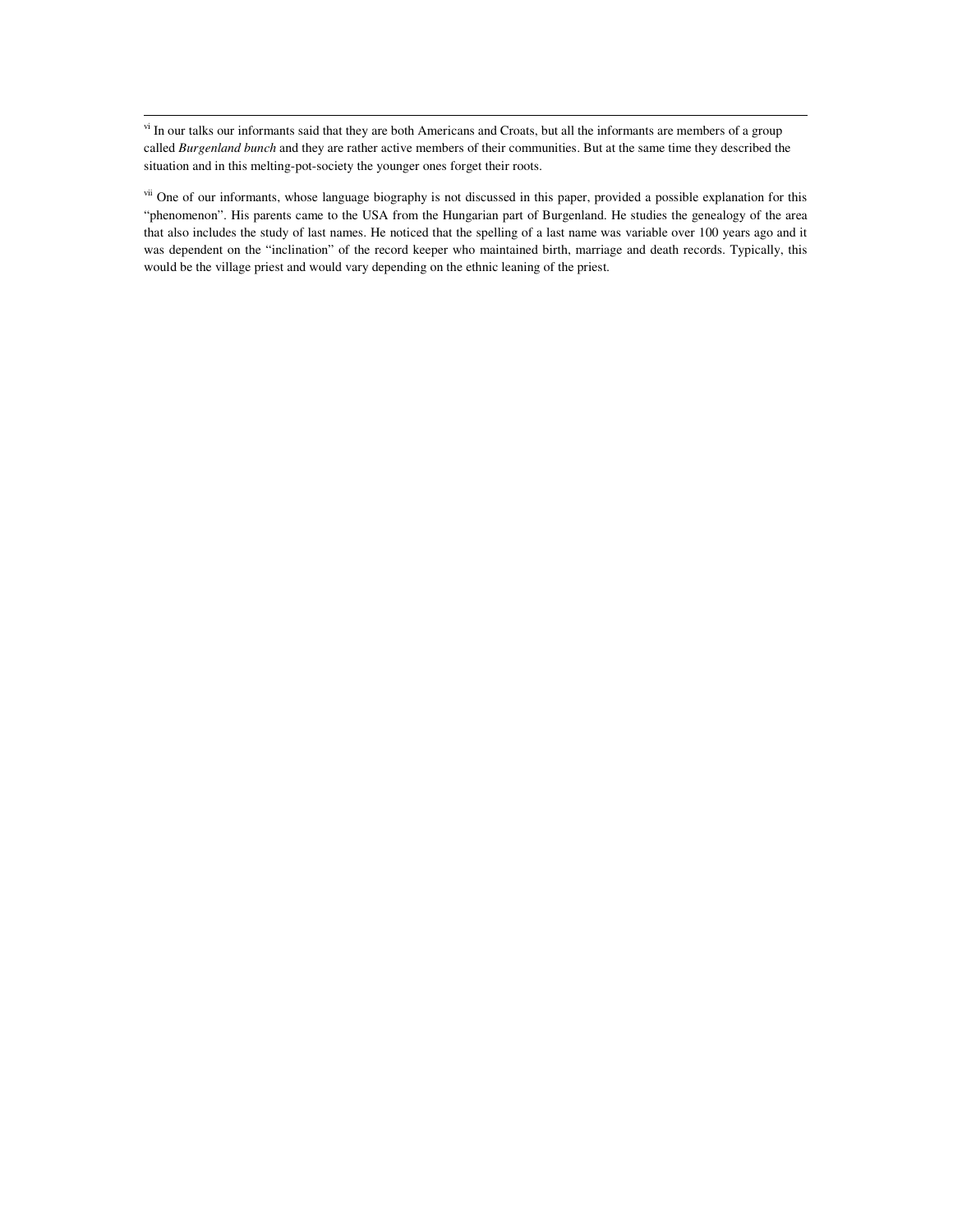[vi] In our talks our informants said that they are both Americans and Croats, but all the informants are members of a group called *Burgenland bunch* and they are rather active members of their communities. But at the same time they described the situation and in this melting-pot-society the younger ones forget their roots.

[vii] One of our informants, whose language biography is not discussed in this paper, provided a possible explanation for this "phenomenon". His parents came to the USA from the Hungarian part of Burgenland. He studies the genealogy of the area that also includes the study of last names. He noticed that the spelling of a last name was variable over 100 years ago and it was dependent on the "inclination" of the record keeper who maintained birth, marriage and death records. Typically, this would be the village priest and would vary depending on the ethnic leaning of the priest.